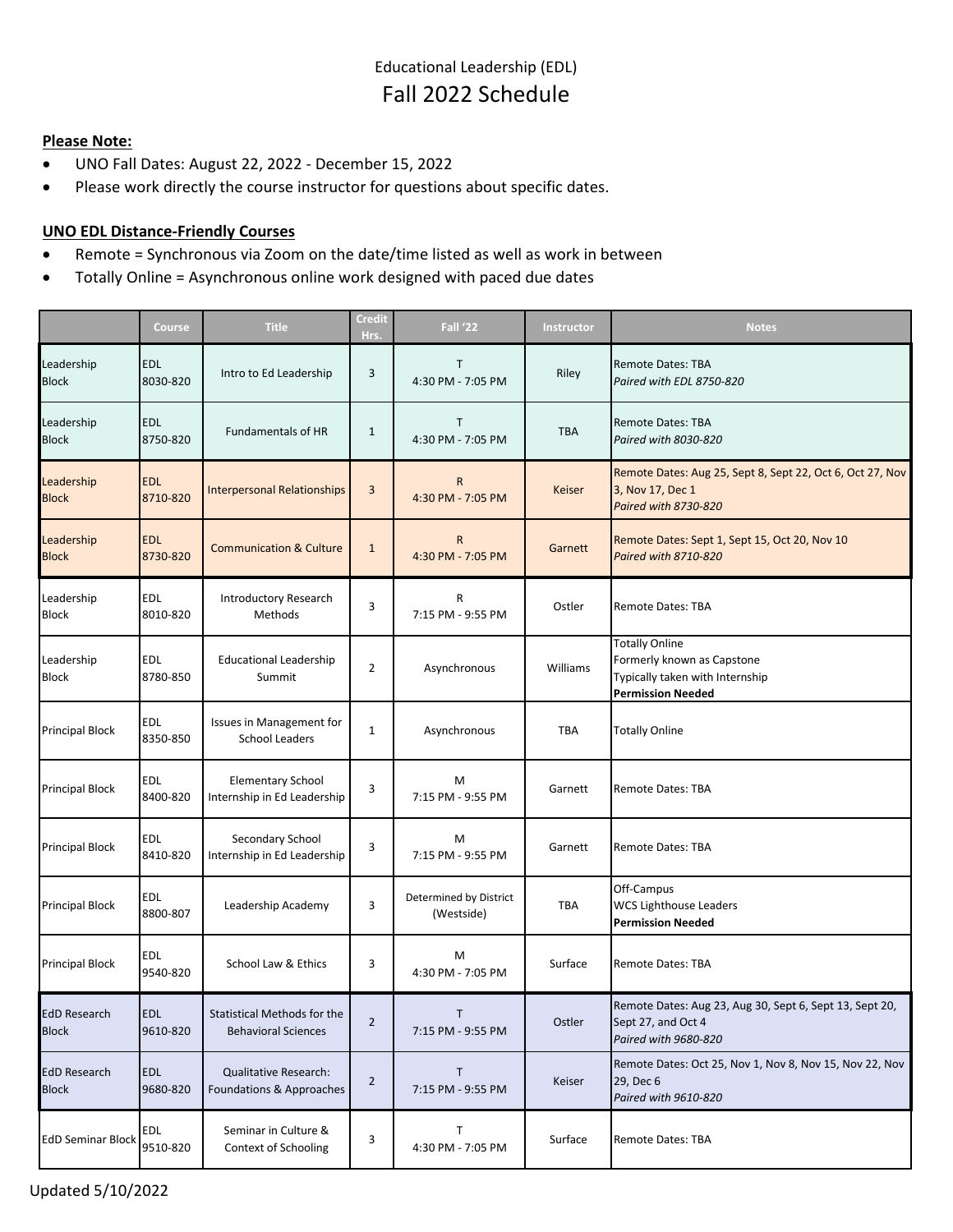Educational Leadership (EDL)

# Fall 2022 Schedule

**Please Note:**

- UNO Fall Dates: August 22, 2022 - December 15, 2022
- Please work directly the course instructor for questions about specific dates.

**UNO EDL Distance-Friendly Courses**

- Remote = Synchronous via Zoom on the date/time listed as well as work in between
- Totally Online = Asynchronous online work designed with paced due dates

| | Course | Title | Credit Hrs. | Fall '22 | Instructor | Notes |
|---|---|---|---|---|---|---|
| Leadership Block | EDL 8030-820 | Intro to Ed Leadership | 3 | T<br>4:30 PM - 7:05 PM | Riley | Remote Dates: TBA<br>*Paired with EDL 8750-820* |
| Leadership Block | EDL 8750-820 | Fundamentals of HR | 1 | T<br>4:30 PM - 7:05 PM | TBA | Remote Dates: TBA<br>*Paired with 8030-820* |
| Leadership Block | EDL 8710-820 | Interpersonal Relationships | 3 | R<br>4:30 PM - 7:05 PM | Keiser | Remote Dates: Aug 25, Sept 8, Sept 22, Oct 6, Oct 27, Nov 3, Nov 17, Dec 1<br>*Paired with 8730-820* |
| Leadership Block | EDL 8730-820 | Communication & Culture | 1 | R<br>4:30 PM - 7:05 PM | Garnett | Remote Dates: Sept 1, Sept 15, Oct 20, Nov 10<br>*Paired with 8710-820* |
| Leadership Block | EDL 8010-820 | Introductory Research Methods | 3 | R<br>7:15 PM - 9:55 PM | Ostler | Remote Dates: TBA |
| Leadership Block | EDL 8780-850 | Educational Leadership Summit | 2 | Asynchronous | Williams | Totally Online<br>Formerly known as Capstone<br>Typically taken with Internship<br>**Permission Needed** |
| Principal Block | EDL 8350-850 | Issues in Management for School Leaders | 1 | Asynchronous | TBA | Totally Online |
| Principal Block | EDL 8400-820 | Elementary School Internship in Ed Leadership | 3 | M<br>7:15 PM - 9:55 PM | Garnett | Remote Dates: TBA |
| Principal Block | EDL 8410-820 | Secondary School Internship in Ed Leadership | 3 | M<br>7:15 PM - 9:55 PM | Garnett | Remote Dates: TBA |
| Principal Block | EDL 8800-807 | Leadership Academy | 3 | Determined by District (Westside) | TBA | Off-Campus<br>WCS Lighthouse Leaders<br>**Permission Needed** |
| Principal Block | EDL 9540-820 | School Law & Ethics | 3 | M<br>4:30 PM - 7:05 PM | Surface | Remote Dates: TBA |
| EdD Research Block | EDL 9610-820 | Statistical Methods for the Behavioral Sciences | 2 | T<br>7:15 PM - 9:55 PM | Ostler | Remote Dates: Aug 23, Aug 30, Sept 6, Sept 13, Sept 20, Sept 27, and Oct 4<br>*Paired with 9680-820* |
| EdD Research Block | EDL 9680-820 | Qualitative Research: Foundations & Approaches | 2 | T<br>7:15 PM - 9:55 PM | Keiser | Remote Dates: Oct 25, Nov 1, Nov 8, Nov 15, Nov 22, Nov 29, Dec 6<br>*Paired with 9610-820* |
| EdD Seminar Block | EDL 9510-820 | Seminar in Culture & Context of Schooling | 3 | T<br>4:30 PM - 7:05 PM | Surface | Remote Dates: TBA |

Updated 5/10/2022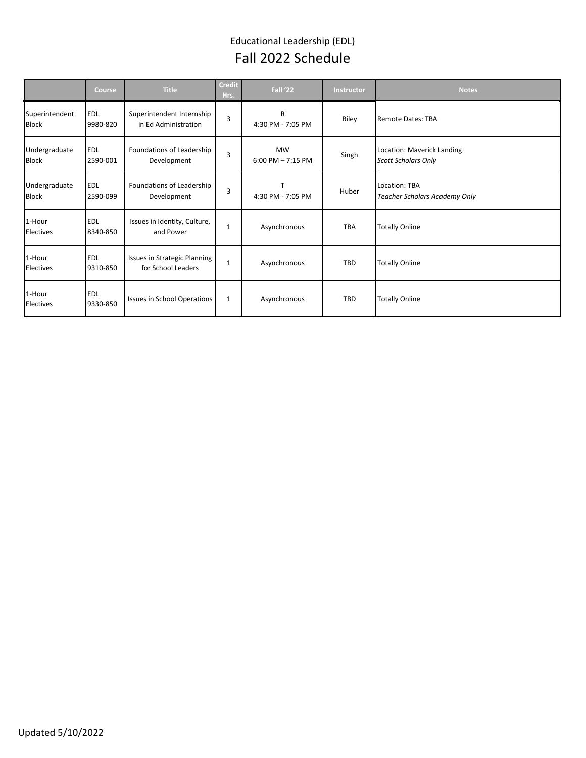Educational Leadership (EDL)

# Fall 2022 Schedule

| | Course | Title | Credit Hrs. | Fall '22 | Instructor | Notes |
|---|---|---|---|---|---|---|
| Superintendent Block | EDL 9980-820 | Superintendent Internship in Ed Administration | 3 | R 4:30 PM - 7:05 PM | Riley | Remote Dates: TBA |
| Undergraduate Block | EDL 2590-001 | Foundations of Leadership Development | 3 | MW 6:00 PM – 7:15 PM | Singh | Location: Maverick Landing *Scott Scholars Only* |
| Undergraduate Block | EDL 2590-099 | Foundations of Leadership Development | 3 | T 4:30 PM - 7:05 PM | Huber | Location: TBA *Teacher Scholars Academy Only* |
| 1-Hour Electives | EDL 8340-850 | Issues in Identity, Culture, and Power | 1 | Asynchronous | TBA | Totally Online |
| 1-Hour Electives | EDL 9310-850 | Issues in Strategic Planning for School Leaders | 1 | Asynchronous | TBD | Totally Online |
| 1-Hour Electives | EDL 9330-850 | Issues in School Operations | 1 | Asynchronous | TBD | Totally Online |

Updated 5/10/2022